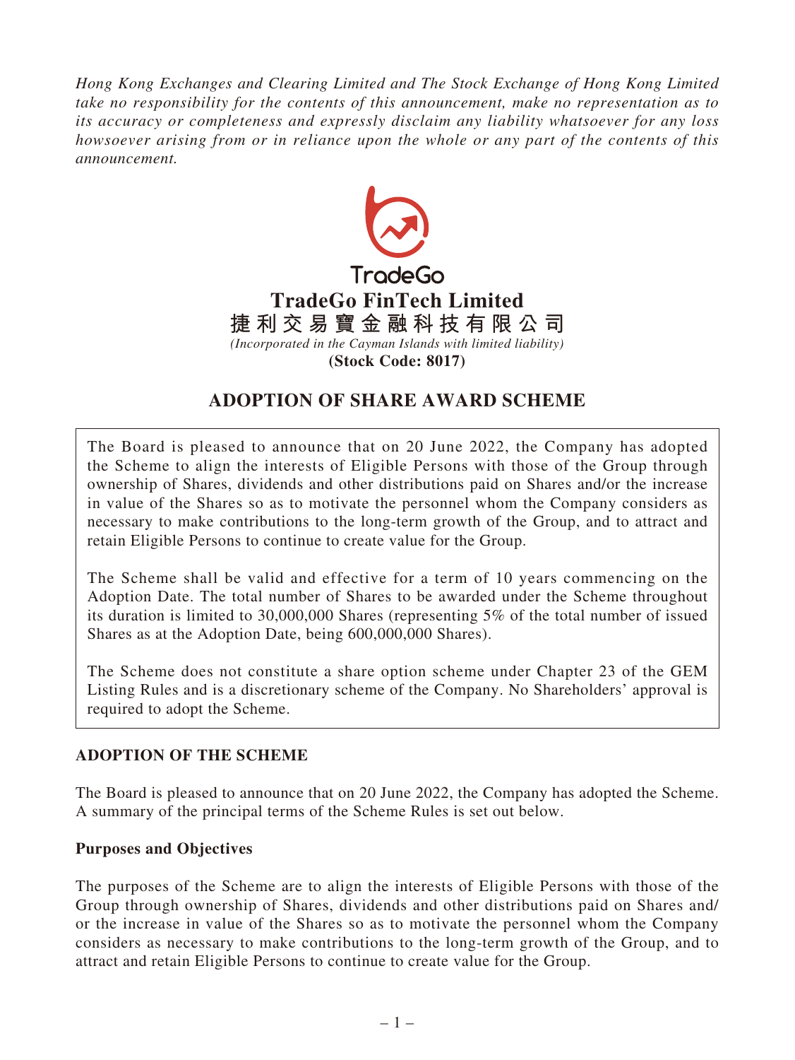*Hong Kong Exchanges and Clearing Limited and The Stock Exchange of Hong Kong Limited take no responsibility for the contents of this announcement, make no representation as to its accuracy or completeness and expressly disclaim any liability whatsoever for any loss howsoever arising from or in reliance upon the whole or any part of the contents of this announcement.*

TradeGo

**TradeGo FinTech Limited**

**捷利交易寶金融科技有限公司**

*(Incorporated in the Cayman Islands with limited liability)*

**(Stock Code: 8017)**

# ADOPTION OF SHARE AWARD SCHEME

The Board is pleased to announce that on 20 June 2022, the Company has adopted the Scheme to align the interests of Eligible Persons with those of the Group through ownership of Shares, dividends and other distributions paid on Shares and/or the increase in value of the Shares so as to motivate the personnel whom the Company considers as necessary to make contributions to the long-term growth of the Group, and to attract and retain Eligible Persons to continue to create value for the Group.

The Scheme shall be valid and effective for a term of 10 years commencing on the Adoption Date. The total number of Shares to be awarded under the Scheme throughout its duration is limited to 30,000,000 Shares (representing 5% of the total number of issued Shares as at the Adoption Date, being 600,000,000 Shares).

The Scheme does not constitute a share option scheme under Chapter 23 of the GEM Listing Rules and is a discretionary scheme of the Company. No Shareholders' approval is required to adopt the Scheme.

## ADOPTION OF THE SCHEME

The Board is pleased to announce that on 20 June 2022, the Company has adopted the Scheme. A summary of the principal terms of the Scheme Rules is set out below.

### Purposes and Objectives

The purposes of the Scheme are to align the interests of Eligible Persons with those of the Group through ownership of Shares, dividends and other distributions paid on Shares and/or the increase in value of the Shares so as to motivate the personnel whom the Company considers as necessary to make contributions to the long-term growth of the Group, and to attract and retain Eligible Persons to continue to create value for the Group.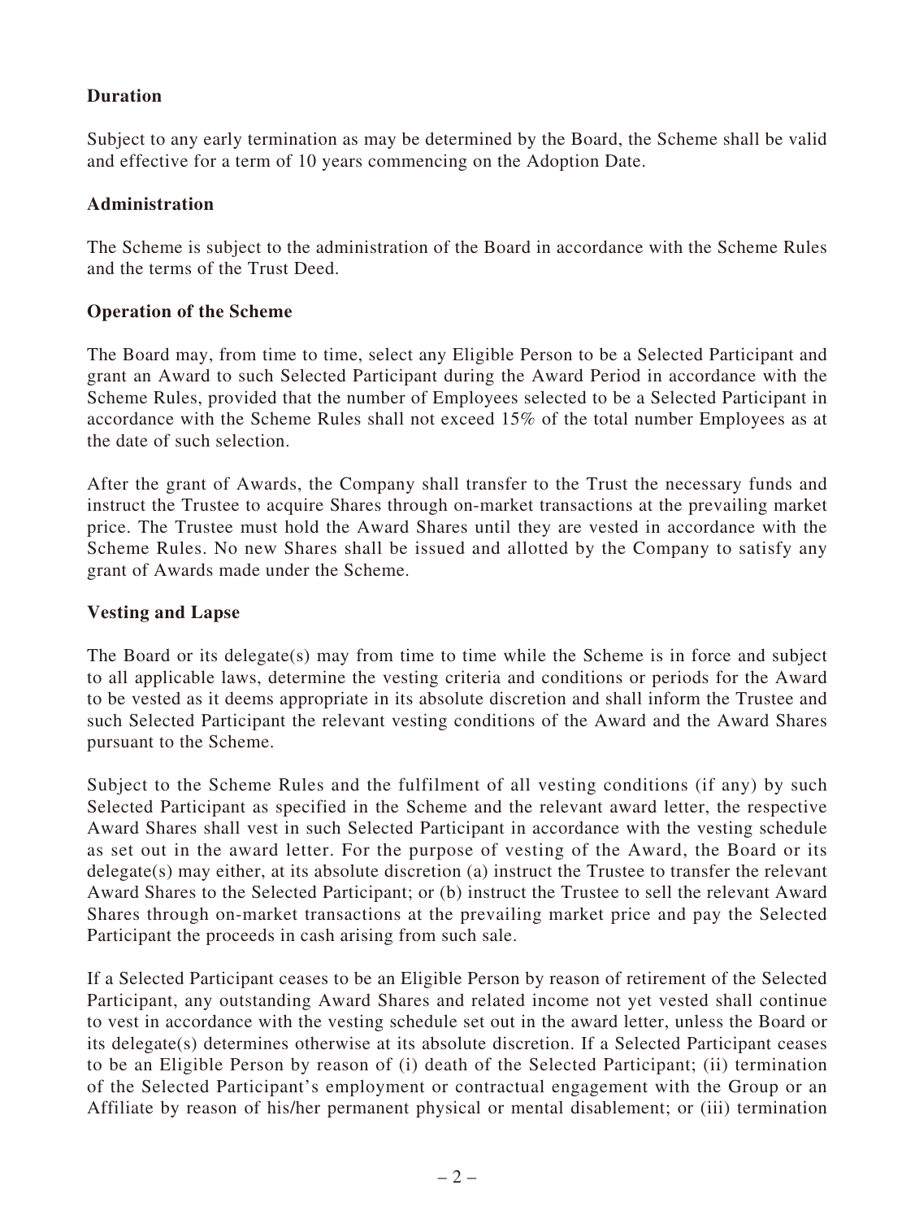**Duration**

Subject to any early termination as may be determined by the Board, the Scheme shall be valid and effective for a term of 10 years commencing on the Adoption Date.

**Administration**

The Scheme is subject to the administration of the Board in accordance with the Scheme Rules and the terms of the Trust Deed.

**Operation of the Scheme**

The Board may, from time to time, select any Eligible Person to be a Selected Participant and grant an Award to such Selected Participant during the Award Period in accordance with the Scheme Rules, provided that the number of Employees selected to be a Selected Participant in accordance with the Scheme Rules shall not exceed 15% of the total number Employees as at the date of such selection.

After the grant of Awards, the Company shall transfer to the Trust the necessary funds and instruct the Trustee to acquire Shares through on-market transactions at the prevailing market price. The Trustee must hold the Award Shares until they are vested in accordance with the Scheme Rules. No new Shares shall be issued and allotted by the Company to satisfy any grant of Awards made under the Scheme.

**Vesting and Lapse**

The Board or its delegate(s) may from time to time while the Scheme is in force and subject to all applicable laws, determine the vesting criteria and conditions or periods for the Award to be vested as it deems appropriate in its absolute discretion and shall inform the Trustee and such Selected Participant the relevant vesting conditions of the Award and the Award Shares pursuant to the Scheme.

Subject to the Scheme Rules and the fulfilment of all vesting conditions (if any) by such Selected Participant as specified in the Scheme and the relevant award letter, the respective Award Shares shall vest in such Selected Participant in accordance with the vesting schedule as set out in the award letter. For the purpose of vesting of the Award, the Board or its delegate(s) may either, at its absolute discretion (a) instruct the Trustee to transfer the relevant Award Shares to the Selected Participant; or (b) instruct the Trustee to sell the relevant Award Shares through on-market transactions at the prevailing market price and pay the Selected Participant the proceeds in cash arising from such sale.

If a Selected Participant ceases to be an Eligible Person by reason of retirement of the Selected Participant, any outstanding Award Shares and related income not yet vested shall continue to vest in accordance with the vesting schedule set out in the award letter, unless the Board or its delegate(s) determines otherwise at its absolute discretion. If a Selected Participant ceases to be an Eligible Person by reason of (i) death of the Selected Participant; (ii) termination of the Selected Participant's employment or contractual engagement with the Group or an Affiliate by reason of his/her permanent physical or mental disablement; or (iii) termination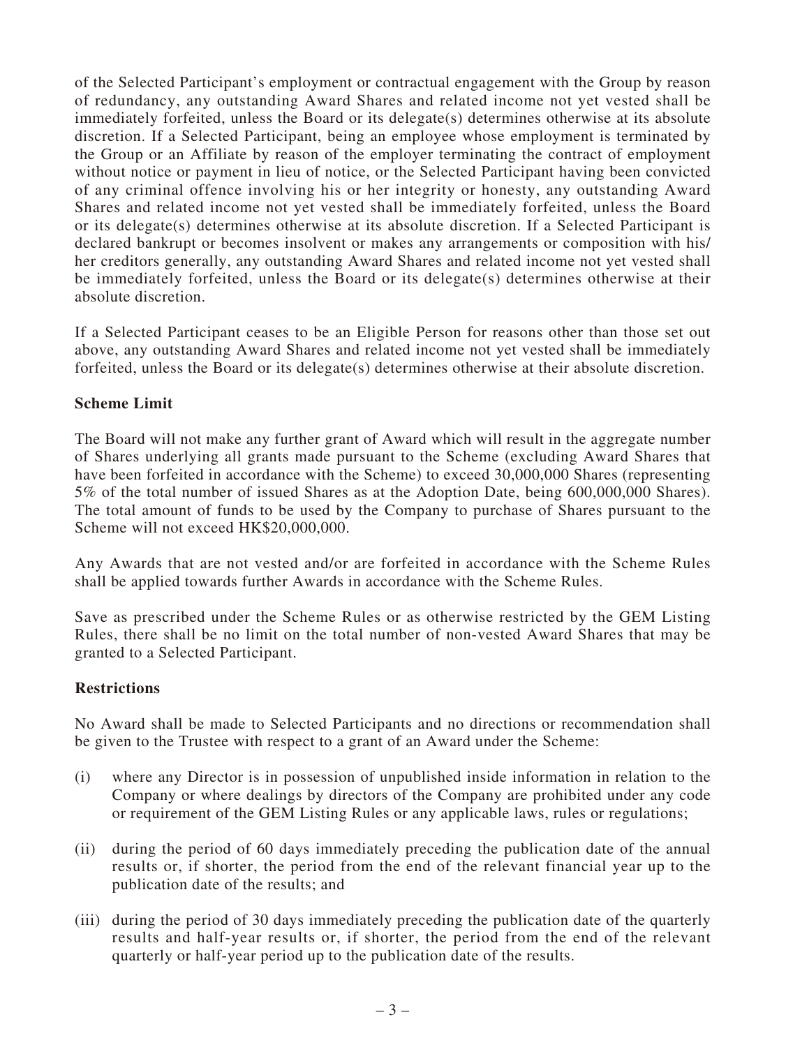of the Selected Participant's employment or contractual engagement with the Group by reason of redundancy, any outstanding Award Shares and related income not yet vested shall be immediately forfeited, unless the Board or its delegate(s) determines otherwise at its absolute discretion. If a Selected Participant, being an employee whose employment is terminated by the Group or an Affiliate by reason of the employer terminating the contract of employment without notice or payment in lieu of notice, or the Selected Participant having been convicted of any criminal offence involving his or her integrity or honesty, any outstanding Award Shares and related income not yet vested shall be immediately forfeited, unless the Board or its delegate(s) determines otherwise at its absolute discretion. If a Selected Participant is declared bankrupt or becomes insolvent or makes any arrangements or composition with his/her creditors generally, any outstanding Award Shares and related income not yet vested shall be immediately forfeited, unless the Board or its delegate(s) determines otherwise at their absolute discretion.

If a Selected Participant ceases to be an Eligible Person for reasons other than those set out above, any outstanding Award Shares and related income not yet vested shall be immediately forfeited, unless the Board or its delegate(s) determines otherwise at their absolute discretion.

**Scheme Limit**

The Board will not make any further grant of Award which will result in the aggregate number of Shares underlying all grants made pursuant to the Scheme (excluding Award Shares that have been forfeited in accordance with the Scheme) to exceed 30,000,000 Shares (representing 5% of the total number of issued Shares as at the Adoption Date, being 600,000,000 Shares). The total amount of funds to be used by the Company to purchase of Shares pursuant to the Scheme will not exceed HK$20,000,000.

Any Awards that are not vested and/or are forfeited in accordance with the Scheme Rules shall be applied towards further Awards in accordance with the Scheme Rules.

Save as prescribed under the Scheme Rules or as otherwise restricted by the GEM Listing Rules, there shall be no limit on the total number of non-vested Award Shares that may be granted to a Selected Participant.

**Restrictions**

No Award shall be made to Selected Participants and no directions or recommendation shall be given to the Trustee with respect to a grant of an Award under the Scheme:

(i) where any Director is in possession of unpublished inside information in relation to the Company or where dealings by directors of the Company are prohibited under any code or requirement of the GEM Listing Rules or any applicable laws, rules or regulations;

(ii) during the period of 60 days immediately preceding the publication date of the annual results or, if shorter, the period from the end of the relevant financial year up to the publication date of the results; and

(iii) during the period of 30 days immediately preceding the publication date of the quarterly results and half-year results or, if shorter, the period from the end of the relevant quarterly or half-year period up to the publication date of the results.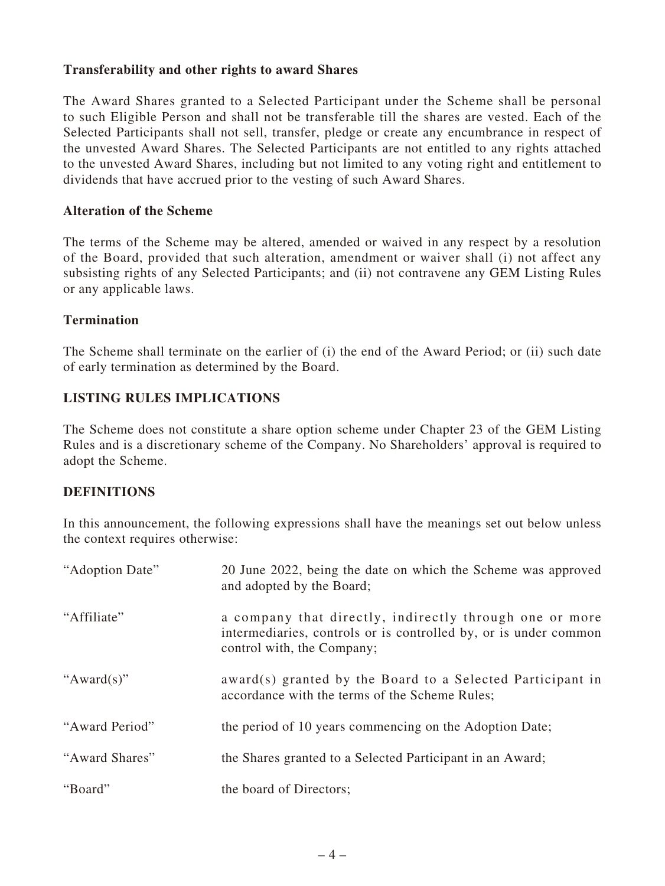**Transferability and other rights to award Shares**

The Award Shares granted to a Selected Participant under the Scheme shall be personal to such Eligible Person and shall not be transferable till the shares are vested. Each of the Selected Participants shall not sell, transfer, pledge or create any encumbrance in respect of the unvested Award Shares. The Selected Participants are not entitled to any rights attached to the unvested Award Shares, including but not limited to any voting right and entitlement to dividends that have accrued prior to the vesting of such Award Shares.

**Alteration of the Scheme**

The terms of the Scheme may be altered, amended or waived in any respect by a resolution of the Board, provided that such alteration, amendment or waiver shall (i) not affect any subsisting rights of any Selected Participants; and (ii) not contravene any GEM Listing Rules or any applicable laws.

**Termination**

The Scheme shall terminate on the earlier of (i) the end of the Award Period; or (ii) such date of early termination as determined by the Board.

## LISTING RULES IMPLICATIONS

The Scheme does not constitute a share option scheme under Chapter 23 of the GEM Listing Rules and is a discretionary scheme of the Company. No Shareholders' approval is required to adopt the Scheme.

## DEFINITIONS

In this announcement, the following expressions shall have the meanings set out below unless the context requires otherwise:

| | |
|---|---|
| "Adoption Date" | 20 June 2022, being the date on which the Scheme was approved and adopted by the Board; |
| "Affiliate" | a company that directly, indirectly through one or more intermediaries, controls or is controlled by, or is under common control with, the Company; |
| "Award(s)" | award(s) granted by the Board to a Selected Participant in accordance with the terms of the Scheme Rules; |
| "Award Period" | the period of 10 years commencing on the Adoption Date; |
| "Award Shares" | the Shares granted to a Selected Participant in an Award; |
| "Board" | the board of Directors; |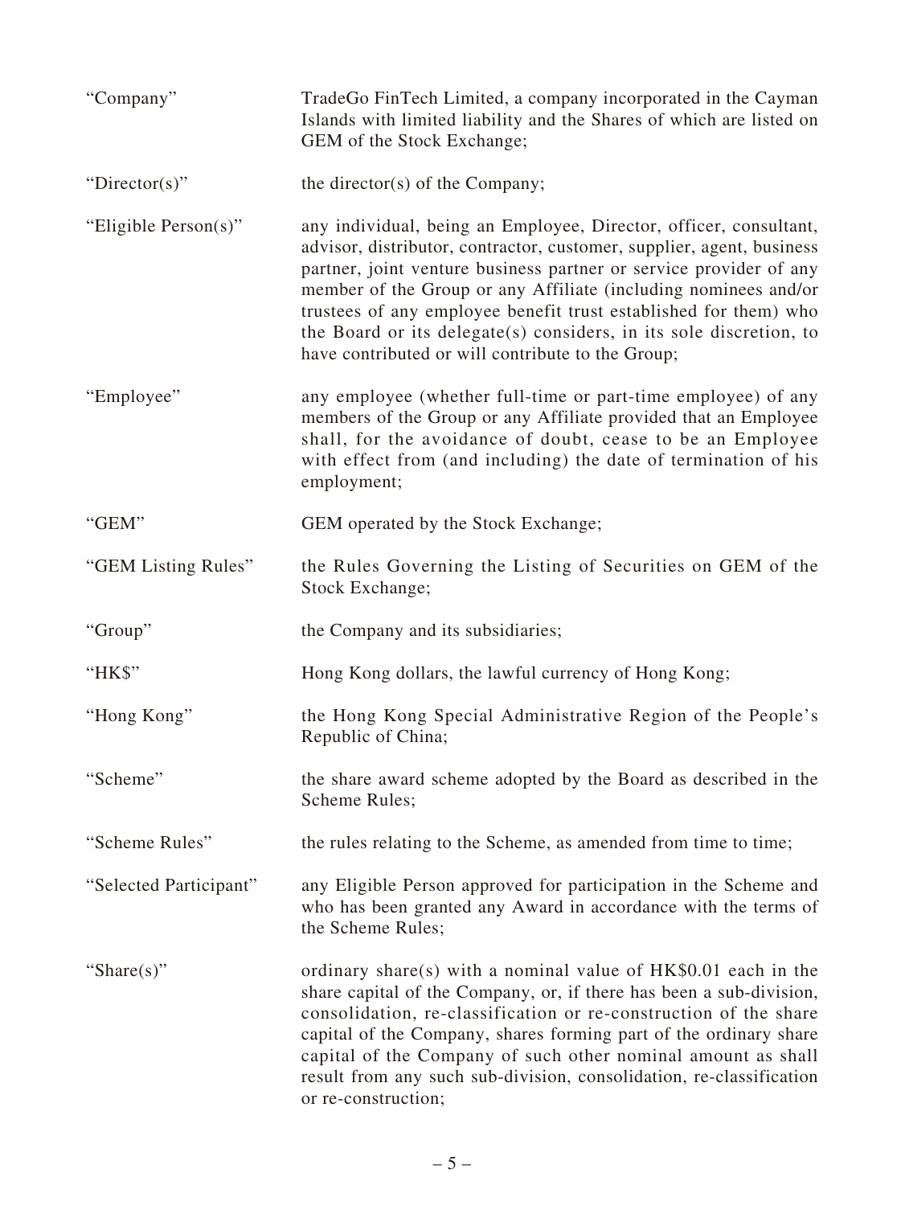| | |
|---|---|
| "Company" | TradeGo FinTech Limited, a company incorporated in the Cayman Islands with limited liability and the Shares of which are listed on GEM of the Stock Exchange; |
| "Director(s)" | the director(s) of the Company; |
| "Eligible Person(s)" | any individual, being an Employee, Director, officer, consultant, advisor, distributor, contractor, customer, supplier, agent, business partner, joint venture business partner or service provider of any member of the Group or any Affiliate (including nominees and/or trustees of any employee benefit trust established for them) who the Board or its delegate(s) considers, in its sole discretion, to have contributed or will contribute to the Group; |
| "Employee" | any employee (whether full-time or part-time employee) of any members of the Group or any Affiliate provided that an Employee shall, for the avoidance of doubt, cease to be an Employee with effect from (and including) the date of termination of his employment; |
| "GEM" | GEM operated by the Stock Exchange; |
| "GEM Listing Rules" | the Rules Governing the Listing of Securities on GEM of the Stock Exchange; |
| "Group" | the Company and its subsidiaries; |
| "HK$" | Hong Kong dollars, the lawful currency of Hong Kong; |
| "Hong Kong" | the Hong Kong Special Administrative Region of the People's Republic of China; |
| "Scheme" | the share award scheme adopted by the Board as described in the Scheme Rules; |
| "Scheme Rules" | the rules relating to the Scheme, as amended from time to time; |
| "Selected Participant" | any Eligible Person approved for participation in the Scheme and who has been granted any Award in accordance with the terms of the Scheme Rules; |
| "Share(s)" | ordinary share(s) with a nominal value of HK$0.01 each in the share capital of the Company, or, if there has been a sub-division, consolidation, re-classification or re-construction of the share capital of the Company, shares forming part of the ordinary share capital of the Company of such other nominal amount as shall result from any such sub-division, consolidation, re-classification or re-construction; |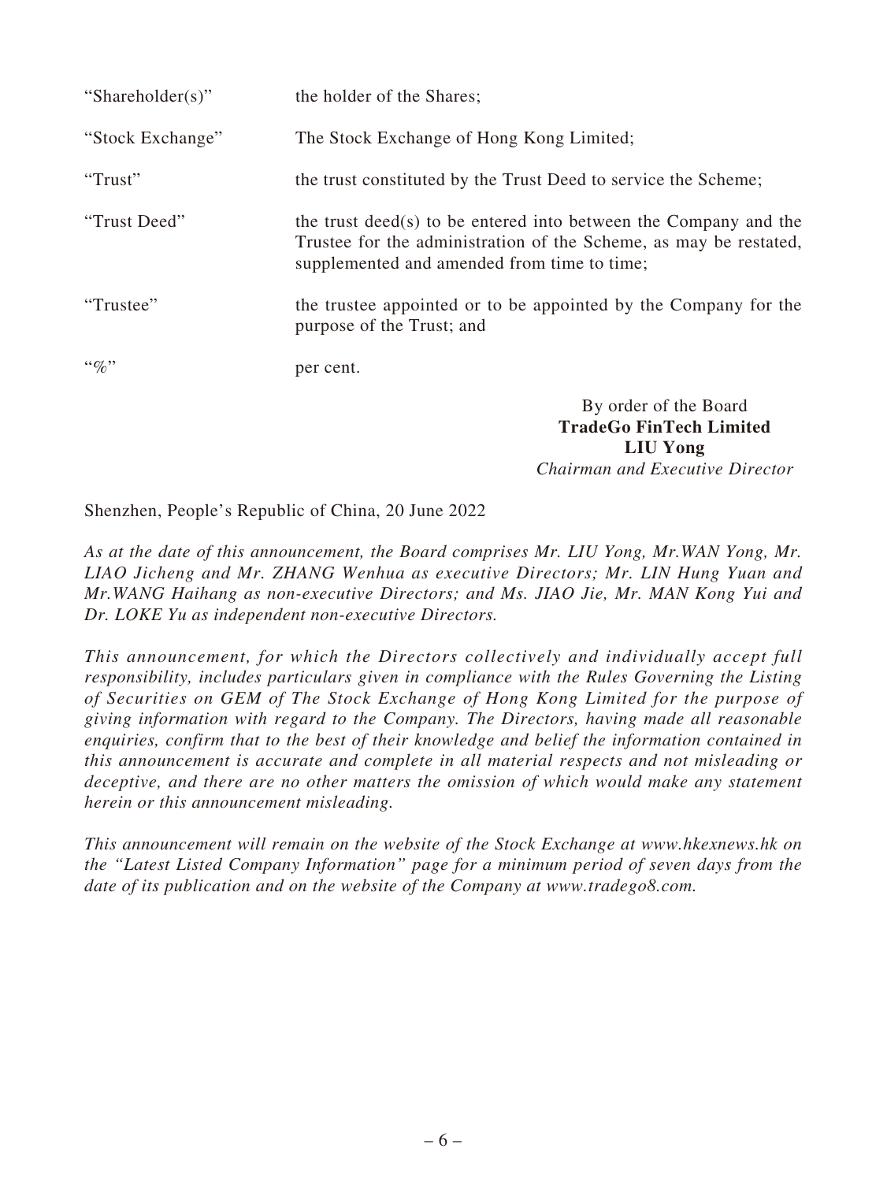| | |
|---|---|
| "Shareholder(s)" | the holder of the Shares; |
| "Stock Exchange" | The Stock Exchange of Hong Kong Limited; |
| "Trust" | the trust constituted by the Trust Deed to service the Scheme; |
| "Trust Deed" | the trust deed(s) to be entered into between the Company and the Trustee for the administration of the Scheme, as may be restated, supplemented and amended from time to time; |
| "Trustee" | the trustee appointed or to be appointed by the Company for the purpose of the Trust; and |
| "%" | per cent. |

By order of the Board
**TradeGo FinTech Limited**
**LIU Yong**
*Chairman and Executive Director*

Shenzhen, People's Republic of China, 20 June 2022

*As at the date of this announcement, the Board comprises Mr. LIU Yong, Mr.WAN Yong, Mr. LIAO Jicheng and Mr. ZHANG Wenhua as executive Directors; Mr. LIN Hung Yuan and Mr.WANG Haihang as non-executive Directors; and Ms. JIAO Jie, Mr. MAN Kong Yui and Dr. LOKE Yu as independent non-executive Directors.*

*This announcement, for which the Directors collectively and individually accept full responsibility, includes particulars given in compliance with the Rules Governing the Listing of Securities on GEM of The Stock Exchange of Hong Kong Limited for the purpose of giving information with regard to the Company. The Directors, having made all reasonable enquiries, confirm that to the best of their knowledge and belief the information contained in this announcement is accurate and complete in all material respects and not misleading or deceptive, and there are no other matters the omission of which would make any statement herein or this announcement misleading.*

*This announcement will remain on the website of the Stock Exchange at www.hkexnews.hk on the "Latest Listed Company Information" page for a minimum period of seven days from the date of its publication and on the website of the Company at www.tradego8.com.*